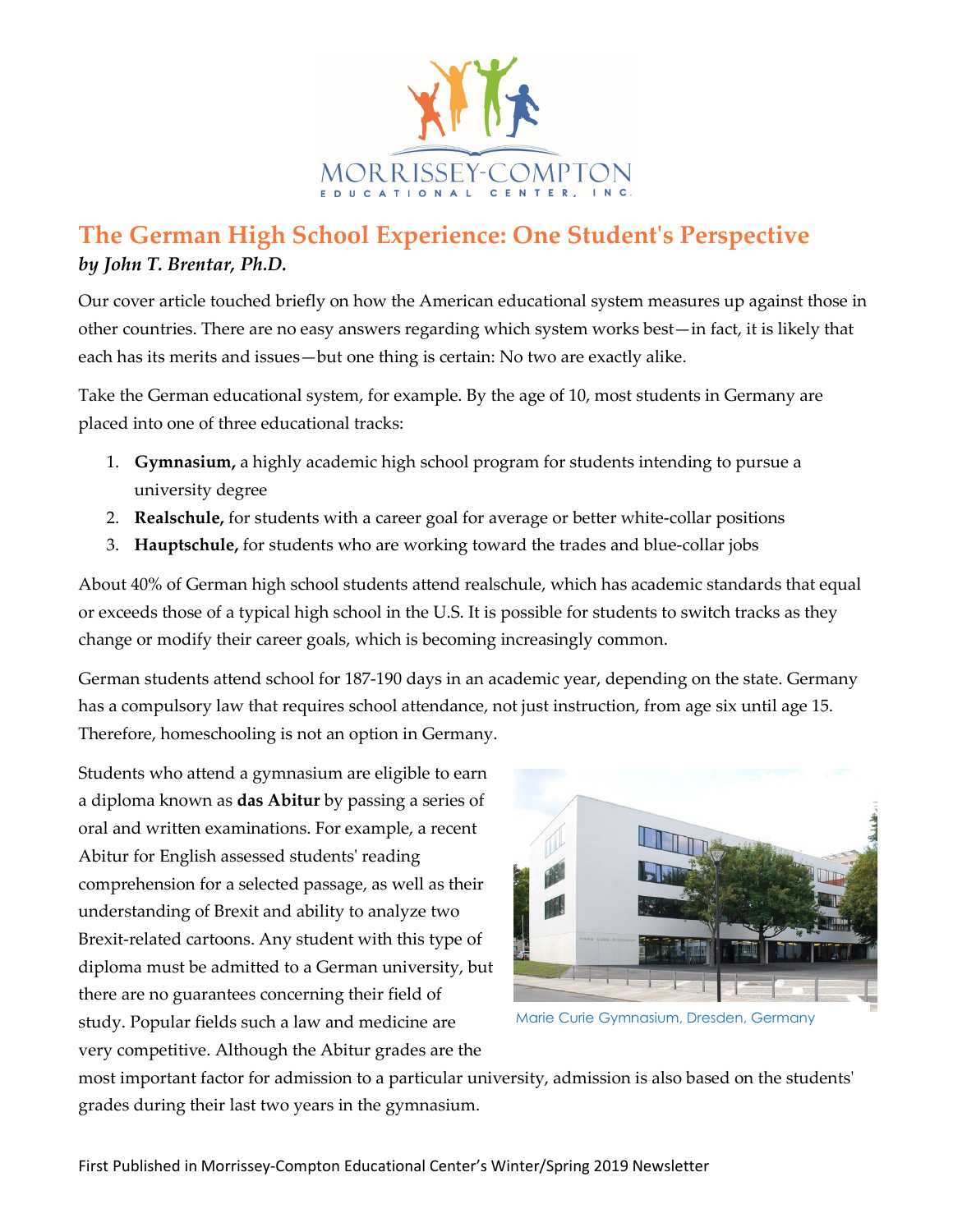MORRISSEY-COMPTON
EDUCATIONAL CENTER, INC.

# The German High School Experience: One Student's Perspective

***by John T. Brentar, Ph.D.***

Our cover article touched briefly on how the American educational system measures up against those in other countries. There are no easy answers regarding which system works best—in fact, it is likely that each has its merits and issues—but one thing is certain: No two are exactly alike.

Take the German educational system, for example. By the age of 10, most students in Germany are placed into one of three educational tracks:

1. **Gymnasium,** a highly academic high school program for students intending to pursue a university degree
2. **Realschule,** for students with a career goal for average or better white-collar positions
3. **Hauptschule,** for students who are working toward the trades and blue-collar jobs

About 40% of German high school students attend realschule, which has academic standards that equal or exceeds those of a typical high school in the U.S. It is possible for students to switch tracks as they change or modify their career goals, which is becoming increasingly common.

German students attend school for 187-190 days in an academic year, depending on the state. Germany has a compulsory law that requires school attendance, not just instruction, from age six until age 15. Therefore, homeschooling is not an option in Germany.

Students who attend a gymnasium are eligible to earn a diploma known as **das Abitur** by passing a series of oral and written examinations. For example, a recent Abitur for English assessed students' reading comprehension for a selected passage, as well as their understanding of Brexit and ability to analyze two Brexit-related cartoons. Any student with this type of diploma must be admitted to a German university, but there are no guarantees concerning their field of study. Popular fields such a law and medicine are very competitive. Although the Abitur grades are the most important factor for admission to a particular university, admission is also based on the students' grades during their last two years in the gymnasium.

Marie Curie Gymnasium, Dresden, Germany

First Published in Morrissey-Compton Educational Center's Winter/Spring 2019 Newsletter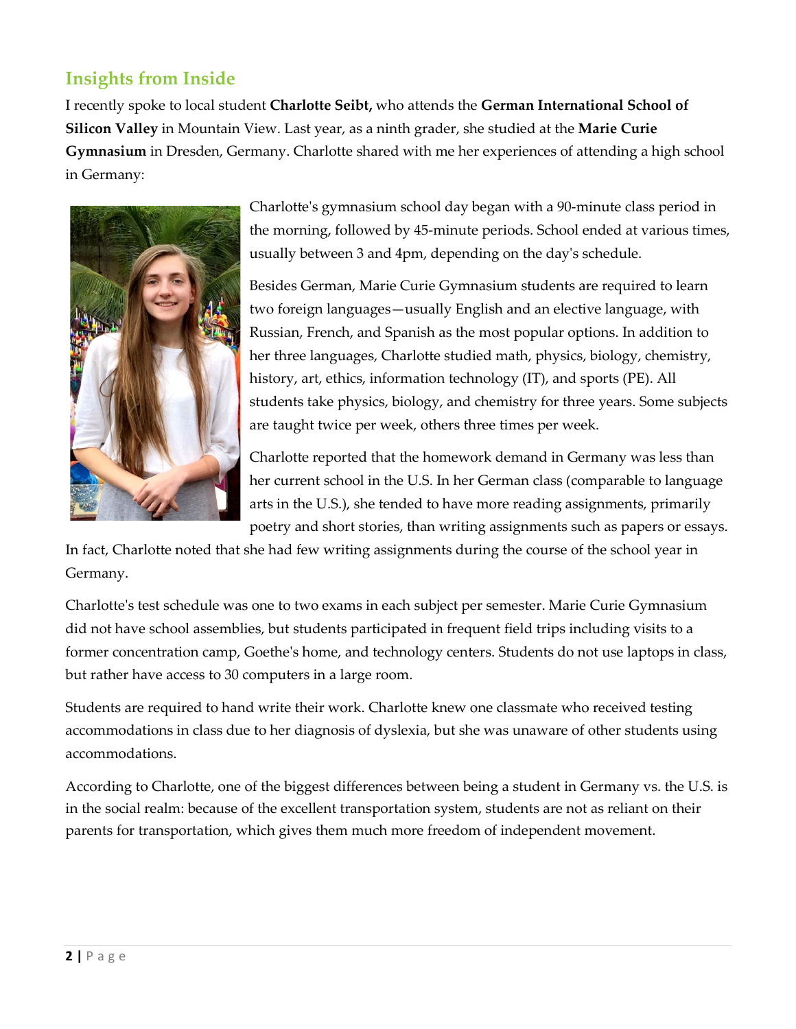## Insights from Inside

I recently spoke to local student **Charlotte Seibt,** who attends the **German International School of Silicon Valley** in Mountain View. Last year, as a ninth grader, she studied at the **Marie Curie Gymnasium** in Dresden, Germany. Charlotte shared with me her experiences of attending a high school in Germany:

Charlotte's gymnasium school day began with a 90-minute class period in the morning, followed by 45-minute periods. School ended at various times, usually between 3 and 4pm, depending on the day's schedule.

Besides German, Marie Curie Gymnasium students are required to learn two foreign languages—usually English and an elective language, with Russian, French, and Spanish as the most popular options. In addition to her three languages, Charlotte studied math, physics, biology, chemistry, history, art, ethics, information technology (IT), and sports (PE). All students take physics, biology, and chemistry for three years. Some subjects are taught twice per week, others three times per week.

Charlotte reported that the homework demand in Germany was less than her current school in the U.S. In her German class (comparable to language arts in the U.S.), she tended to have more reading assignments, primarily poetry and short stories, than writing assignments such as papers or essays. In fact, Charlotte noted that she had few writing assignments during the course of the school year in Germany.

Charlotte's test schedule was one to two exams in each subject per semester. Marie Curie Gymnasium did not have school assemblies, but students participated in frequent field trips including visits to a former concentration camp, Goethe's home, and technology centers. Students do not use laptops in class, but rather have access to 30 computers in a large room.

Students are required to hand write their work. Charlotte knew one classmate who received testing accommodations in class due to her diagnosis of dyslexia, but she was unaware of other students using accommodations.

According to Charlotte, one of the biggest differences between being a student in Germany vs. the U.S. is in the social realm: because of the excellent transportation system, students are not as reliant on their parents for transportation, which gives them much more freedom of independent movement.